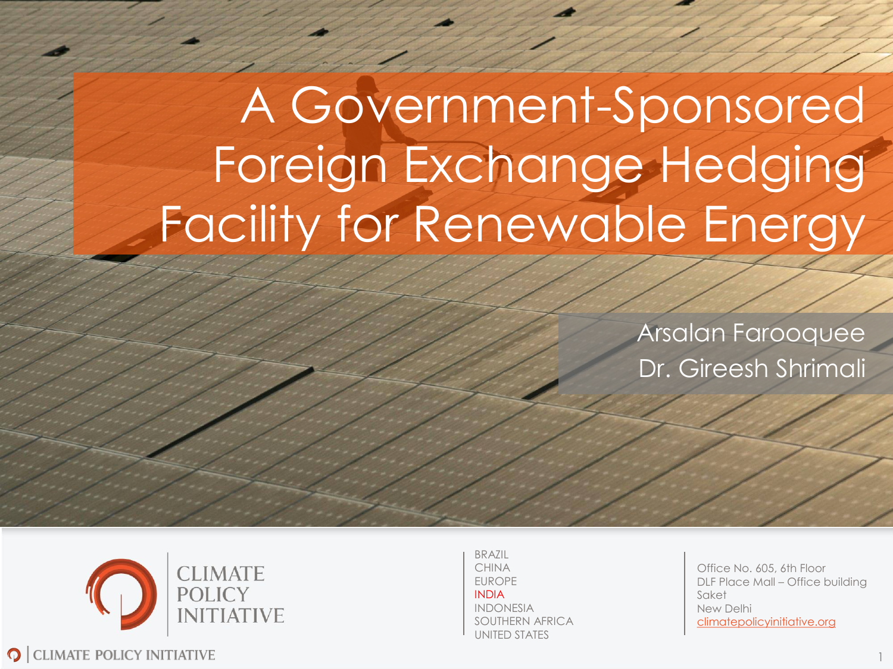# A Government-Sponsored Foreign Exchange Hedging Facility for Renewable Energy

Arsalan Farooquee
Dr. Gireesh Shrimali

CLIMATE POLICY INITIATIVE

BRAZIL
CHINA
EUROPE
INDIA
INDONESIA
SOUTHERN AFRICA
UNITED STATES

Office No. 605, 6th Floor
DLF Place Mall – Office building
Saket
New Delhi
climatepolicyinitiative.org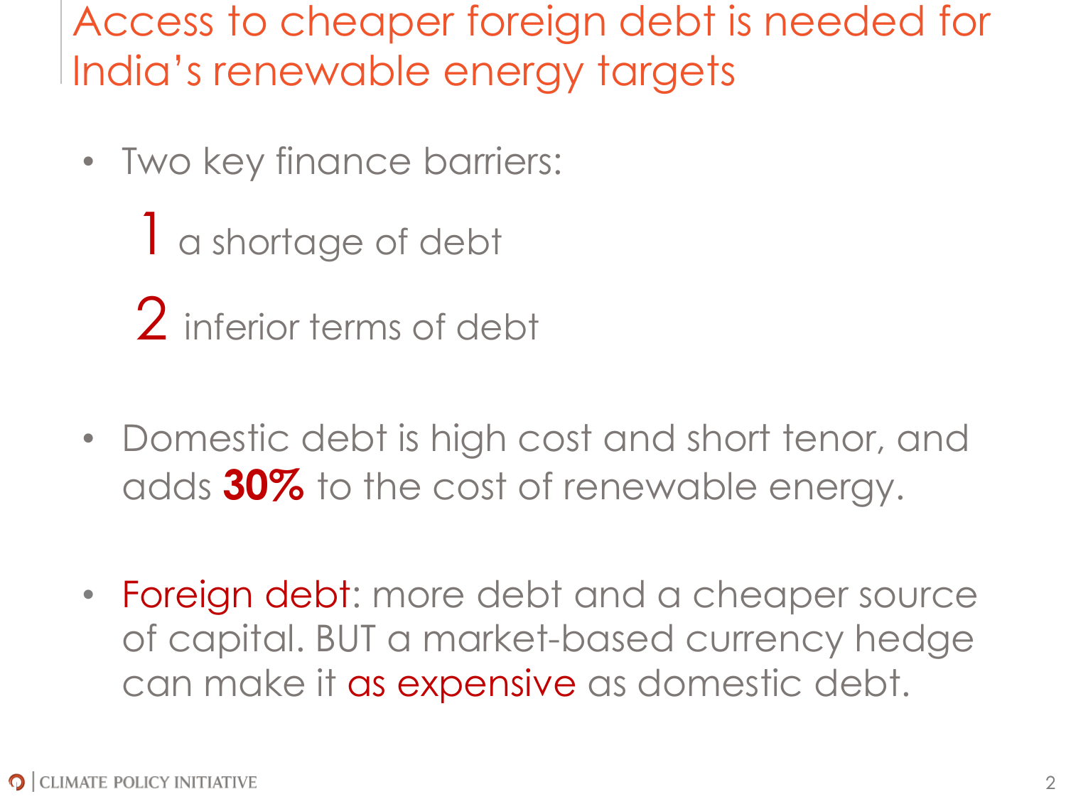# Access to cheaper foreign debt is needed for India's renewable energy targets

- Two key finance barriers:

  1. a shortage of debt
  2. inferior terms of debt

- Domestic debt is high cost and short tenor, and adds **30%** to the cost of renewable energy.

- Foreign debt: more debt and a cheaper source of capital. BUT a market-based currency hedge can make it as expensive as domestic debt.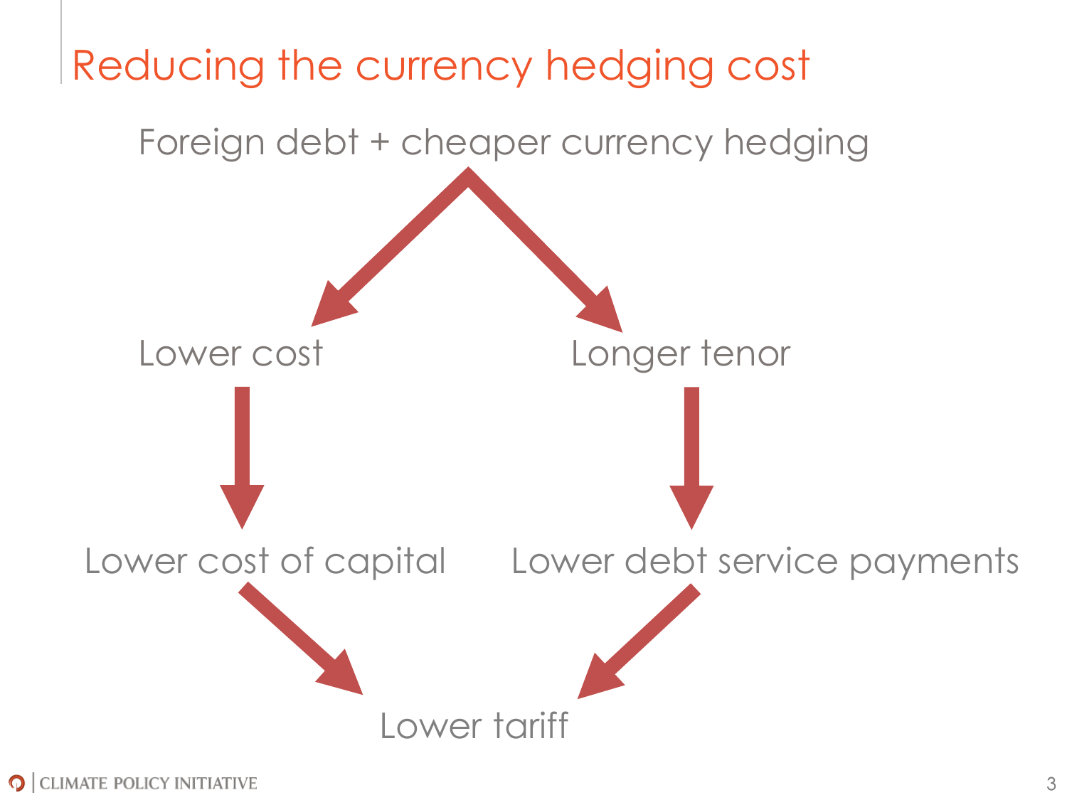# Reducing the currency hedging cost

Foreign debt + cheaper currency hedging

Lower cost

Longer tenor

Lower cost of capital

Lower debt service payments

Lower tariff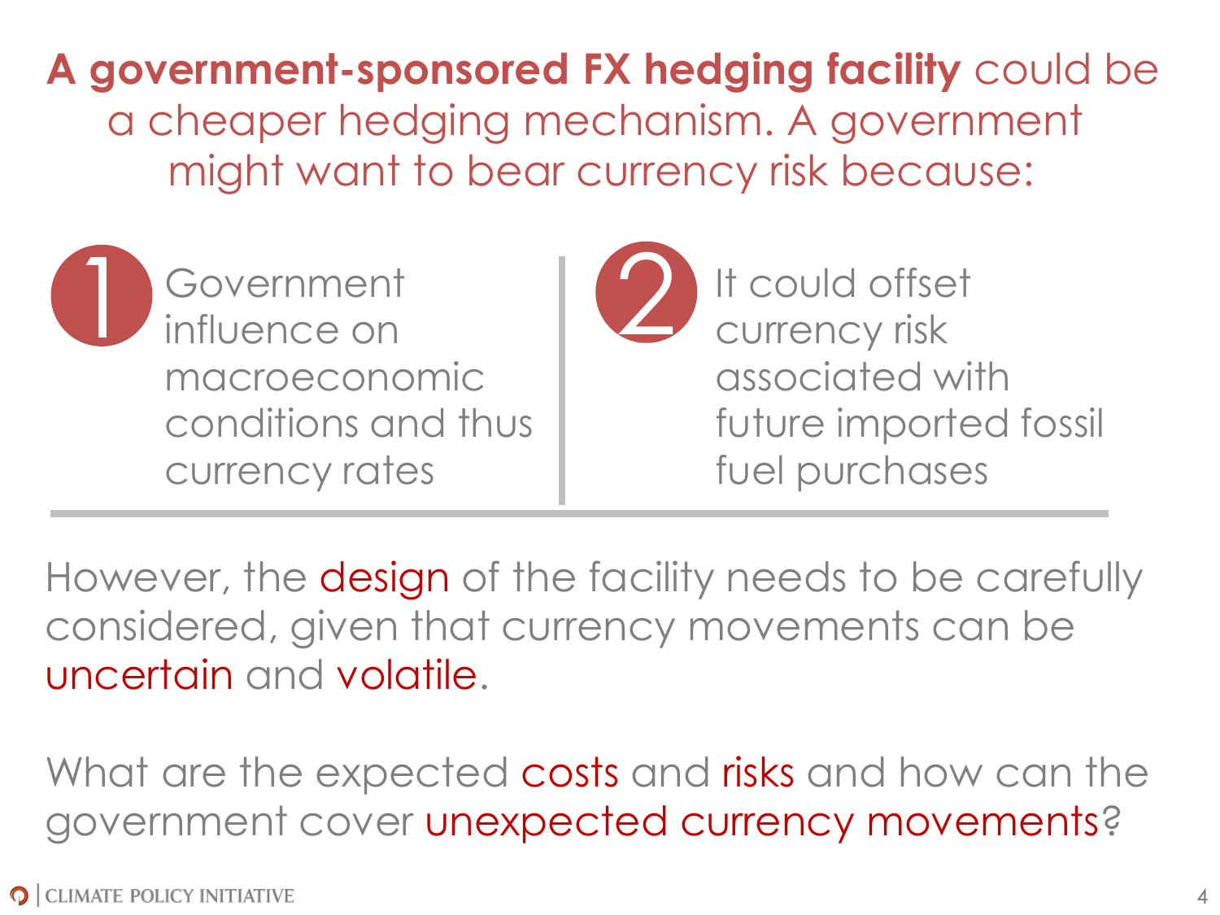**A government-sponsored FX hedging facility** could be a cheaper hedging mechanism. A government might want to bear currency risk because:

1. Government influence on macroeconomic conditions and thus currency rates
2. It could offset currency risk associated with future imported fossil fuel purchases

However, the design of the facility needs to be carefully considered, given that currency movements can be uncertain and volatile.

What are the expected costs and risks and how can the government cover unexpected currency movements?

CLIMATE POLICY INITIATIVE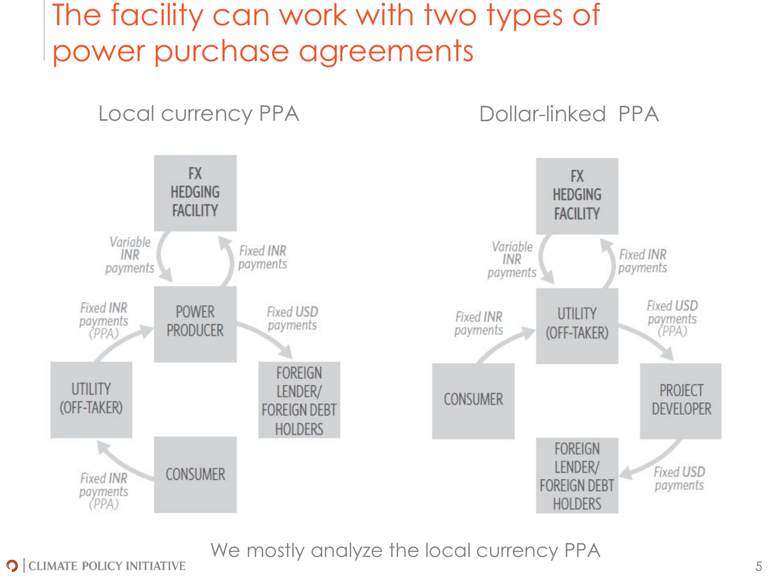# The facility can work with two types of power purchase agreements

## Local currency PPA

FX HEDGING FACILITY

Variable INR payments

Fixed INR payments

POWER PRODUCER

Fixed INR payments (PPA)

Fixed USD payments

UTILITY (OFF-TAKER)

FOREIGN LENDER/ FOREIGN DEBT HOLDERS

CONSUMER

Fixed INR payments (PPA)

## Dollar-linked PPA

FX HEDGING FACILITY

Variable INR payments

Fixed INR payments

Fixed INR payments

UTILITY (OFF-TAKER)

Fixed USD payments (PPA)

CONSUMER

PROJECT DEVELOPER

FOREIGN LENDER/ FOREIGN DEBT HOLDERS

Fixed USD payments

We mostly analyze the local currency PPA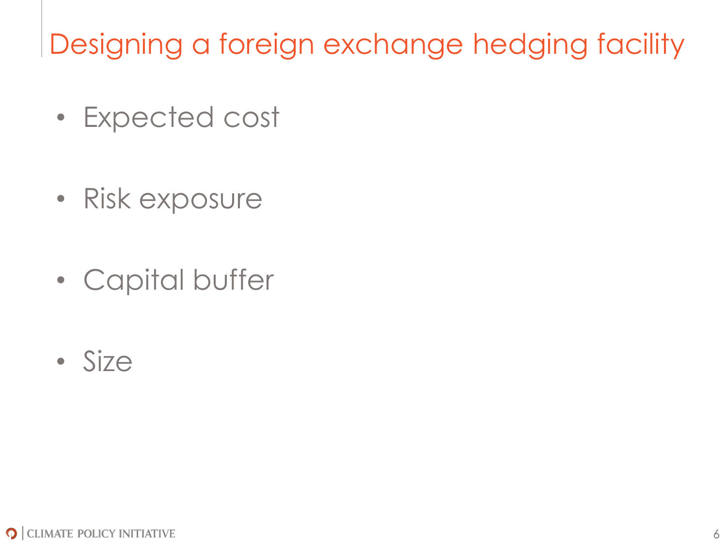# Designing a foreign exchange hedging facility

- Expected cost
- Risk exposure
- Capital buffer
- Size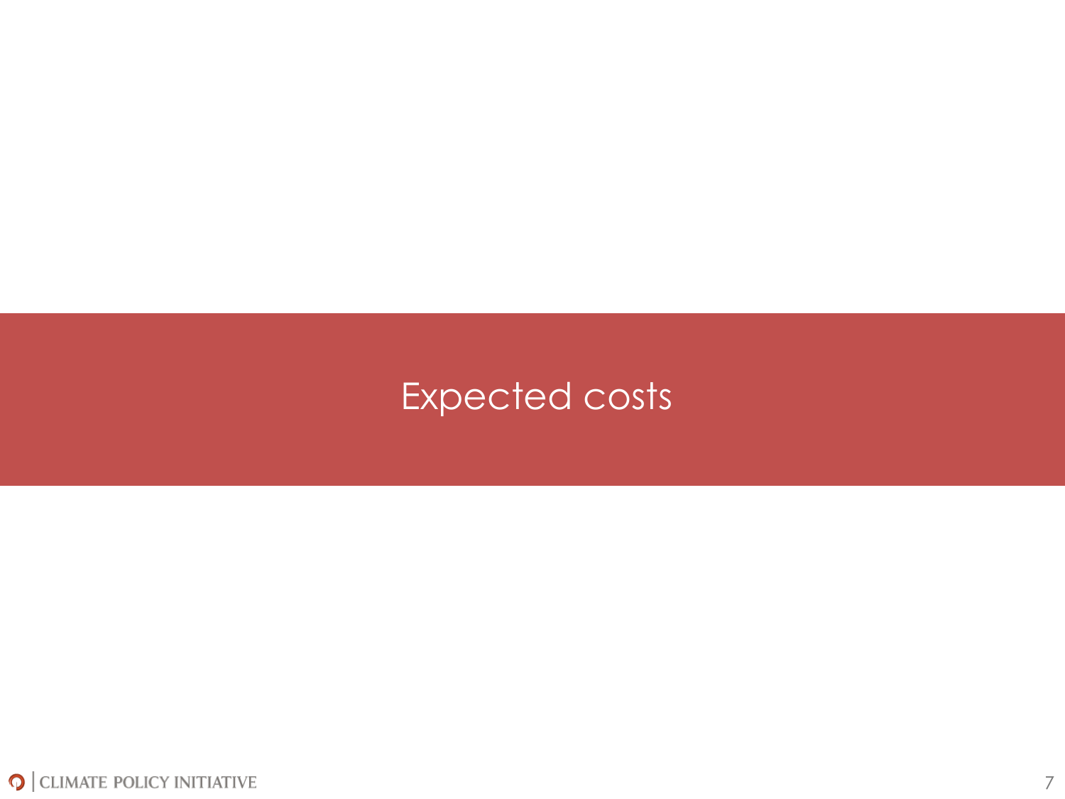# Expected costs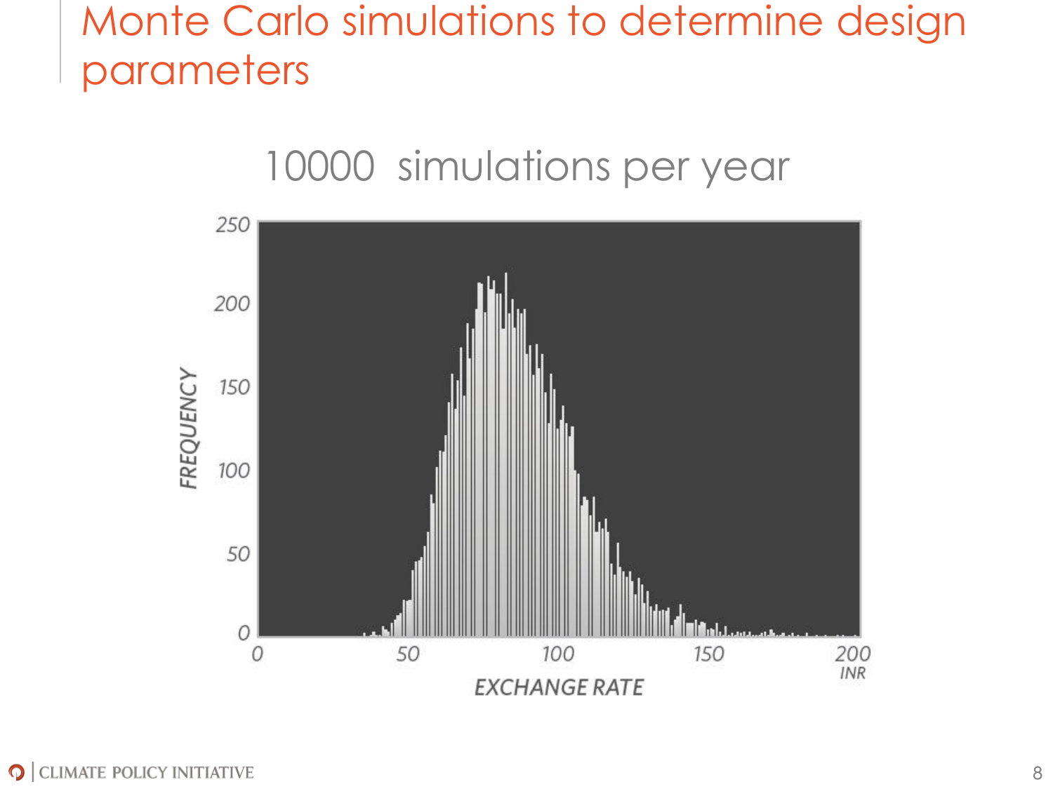# Monte Carlo simulations to determine design parameters

10000 simulations per year

250
200
150
100
50
0
FREQUENCY

0
50
100
150
200
INR
EXCHANGE RATE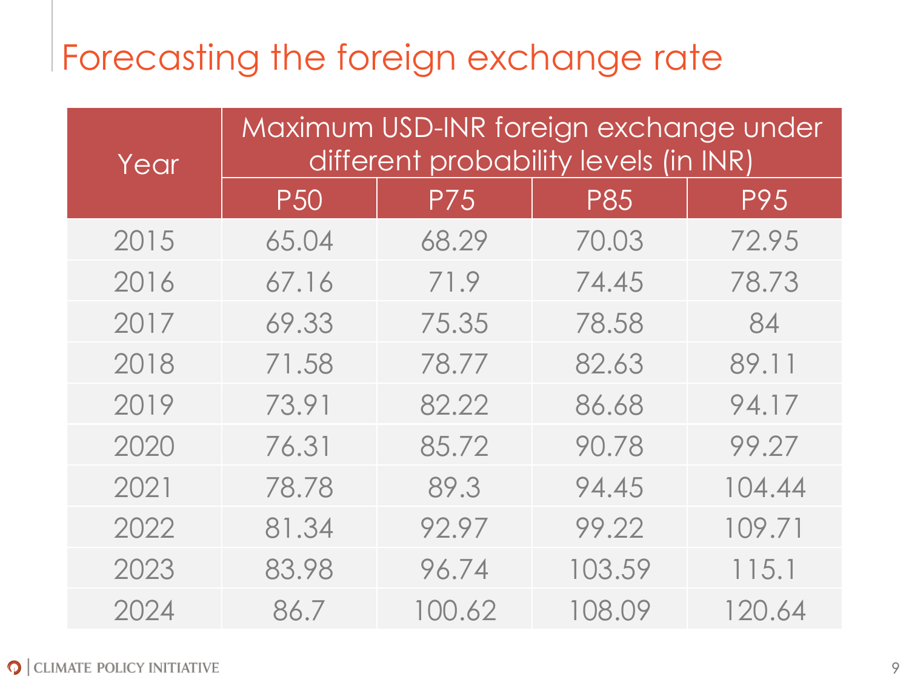# Forecasting the foreign exchange rate

| Year | Maximum USD-INR foreign exchange under different probability levels (in INR) | | | |
|---|---|---|---|---|
| | P50 | P75 | P85 | P95 |
| 2015 | 65.04 | 68.29 | 70.03 | 72.95 |
| 2016 | 67.16 | 71.9 | 74.45 | 78.73 |
| 2017 | 69.33 | 75.35 | 78.58 | 84 |
| 2018 | 71.58 | 78.77 | 82.63 | 89.11 |
| 2019 | 73.91 | 82.22 | 86.68 | 94.17 |
| 2020 | 76.31 | 85.72 | 90.78 | 99.27 |
| 2021 | 78.78 | 89.3 | 94.45 | 104.44 |
| 2022 | 81.34 | 92.97 | 99.22 | 109.71 |
| 2023 | 83.98 | 96.74 | 103.59 | 115.1 |
| 2024 | 86.7 | 100.62 | 108.09 | 120.64 |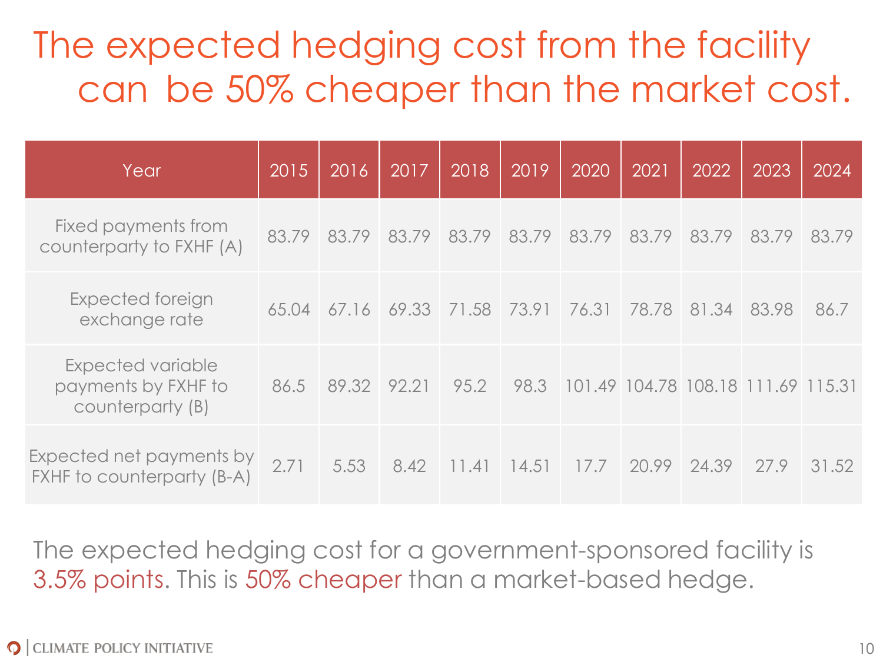# The expected hedging cost from the facility can be 50% cheaper than the market cost.

| Year | 2015 | 2016 | 2017 | 2018 | 2019 | 2020 | 2021 | 2022 | 2023 | 2024 |
|---|---|---|---|---|---|---|---|---|---|---|
| Fixed payments from counterparty to FXHF (A) | 83.79 | 83.79 | 83.79 | 83.79 | 83.79 | 83.79 | 83.79 | 83.79 | 83.79 | 83.79 |
| Expected foreign exchange rate | 65.04 | 67.16 | 69.33 | 71.58 | 73.91 | 76.31 | 78.78 | 81.34 | 83.98 | 86.7 |
| Expected variable payments by FXHF to counterparty (B) | 86.5 | 89.32 | 92.21 | 95.2 | 98.3 | 101.49 | 104.78 | 108.18 | 111.69 | 115.31 |
| Expected net payments by FXHF to counterparty (B-A) | 2.71 | 5.53 | 8.42 | 11.41 | 14.51 | 17.7 | 20.99 | 24.39 | 27.9 | 31.52 |

The expected hedging cost for a government-sponsored facility is 3.5% points. This is 50% cheaper than a market-based hedge.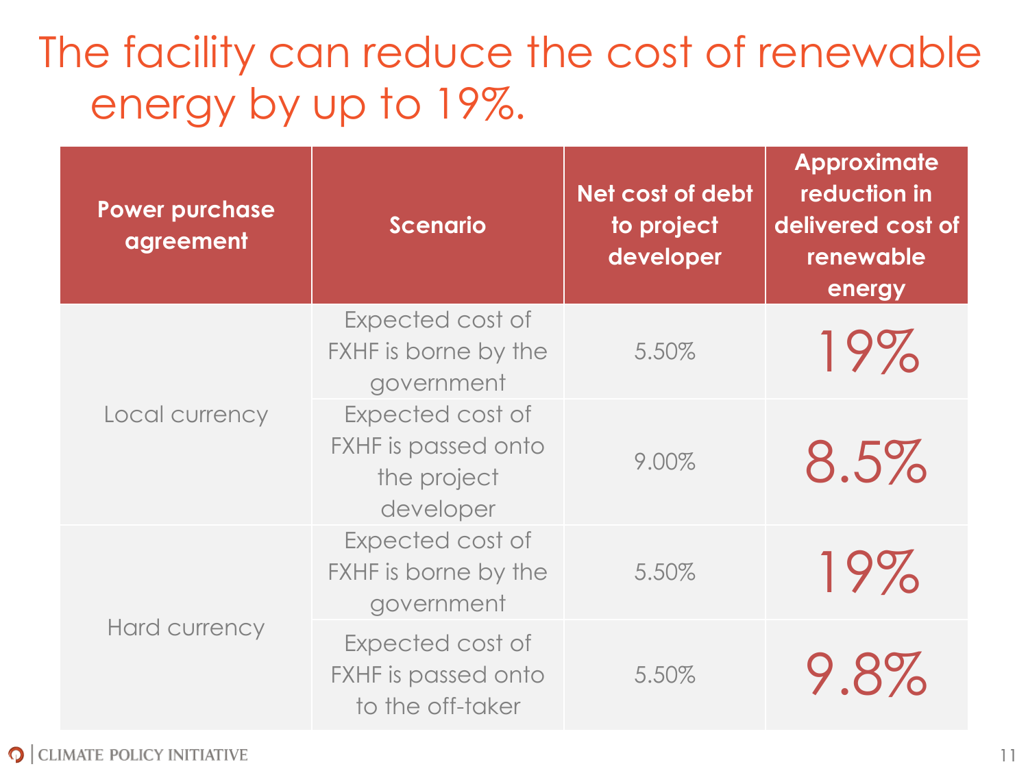# The facility can reduce the cost of renewable energy by up to 19%.

| Power purchase agreement | Scenario | Net cost of debt to project developer | Approximate reduction in delivered cost of renewable energy |
|---|---|---|---|
| Local currency | Expected cost of FXHF is borne by the government | 5.50% | 19% |
| | Expected cost of FXHF is passed onto the project developer | 9.00% | 8.5% |
| Hard currency | Expected cost of FXHF is borne by the government | 5.50% | 19% |
| | Expected cost of FXHF is passed onto to the off-taker | 5.50% | 9.8% |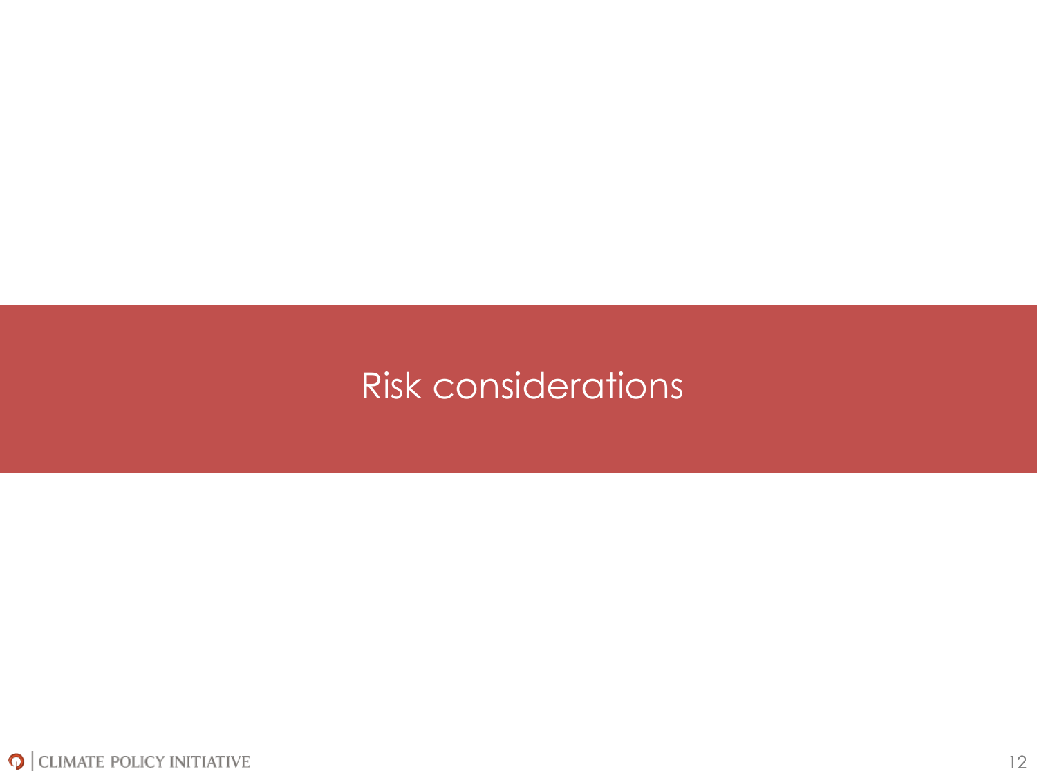# Risk considerations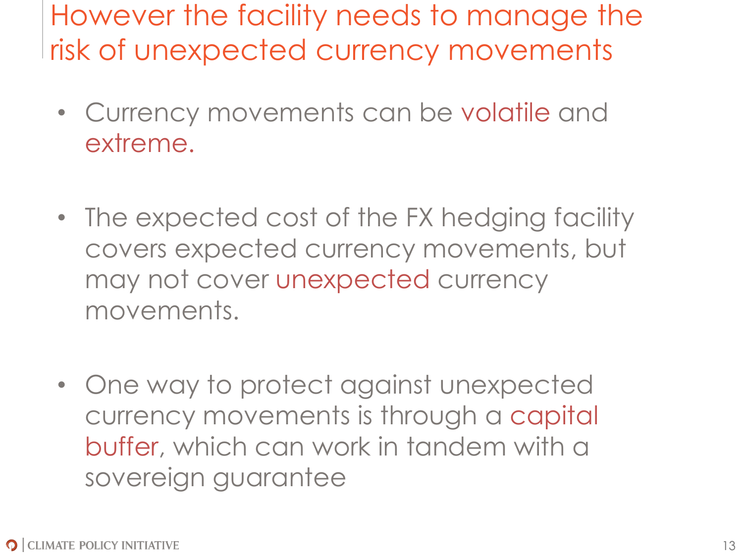# However the facility needs to manage the risk of unexpected currency movements

- Currency movements can be volatile and extreme.

- The expected cost of the FX hedging facility covers expected currency movements, but may not cover unexpected currency movements.

- One way to protect against unexpected currency movements is through a capital buffer, which can work in tandem with a sovereign guarantee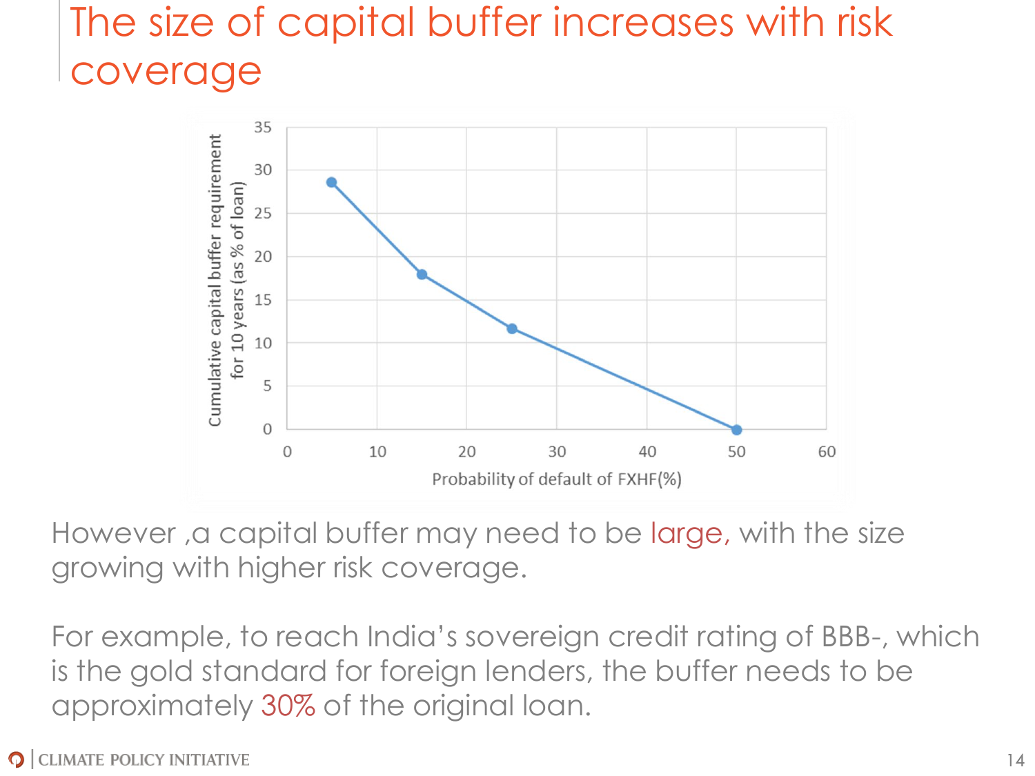# The size of capital buffer increases with risk coverage

Cumulative capital buffer requirement for 10 years (as % of loan)

35
30
25
20
15
10
5
0

0 10 20 30 40 50 60

Probability of default of FXHF(%)

However ,a capital buffer may need to be large, with the size growing with higher risk coverage.

For example, to reach India's sovereign credit rating of BBB-, which is the gold standard for foreign lenders, the buffer needs to be approximately 30% of the original loan.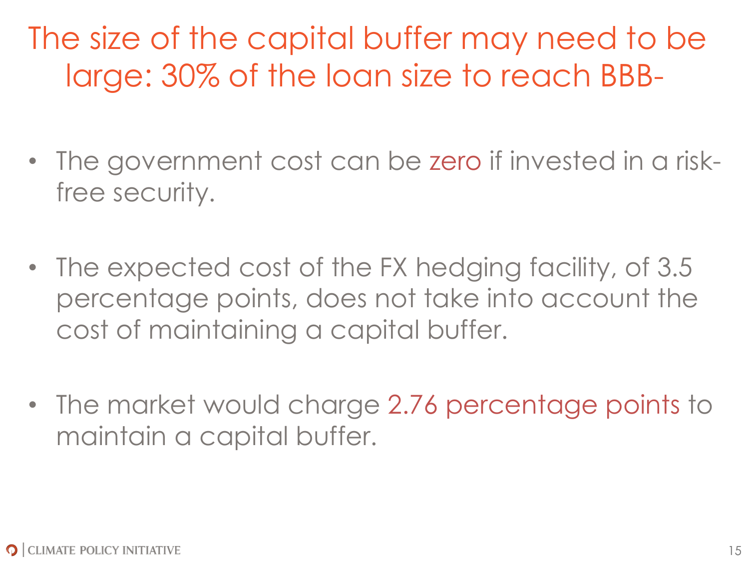# The size of the capital buffer may need to be large: 30% of the loan size to reach BBB-

- The government cost can be zero if invested in a risk-free security.
- The expected cost of the FX hedging facility, of 3.5 percentage points, does not take into account the cost of maintaining a capital buffer.
- The market would charge 2.76 percentage points to maintain a capital buffer.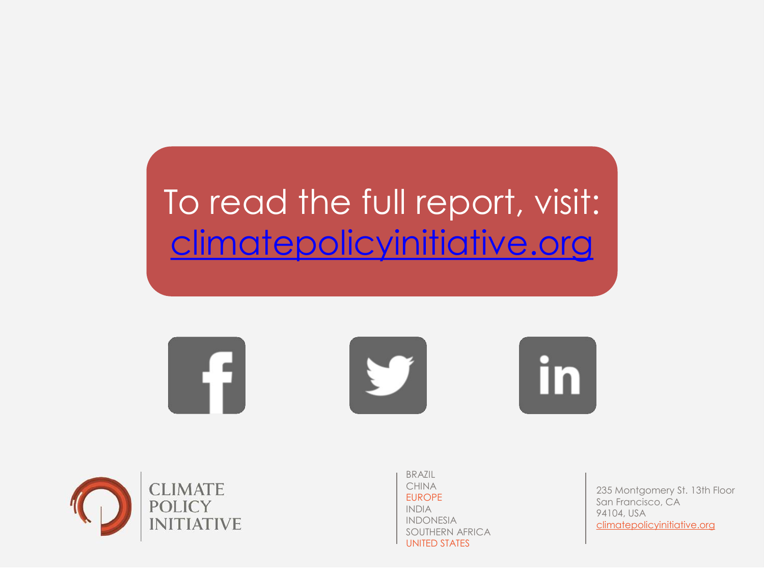To read the full report, visit:
climatepolicyinitiative.org

CLIMATE
POLICY
INITIATIVE

BRAZIL
CHINA
EUROPE
INDIA
INDONESIA
SOUTHERN AFRICA
UNITED STATES

235 Montgomery St. 13th Floor
San Francisco, CA
94104, USA
climatepolicyinitiative.org